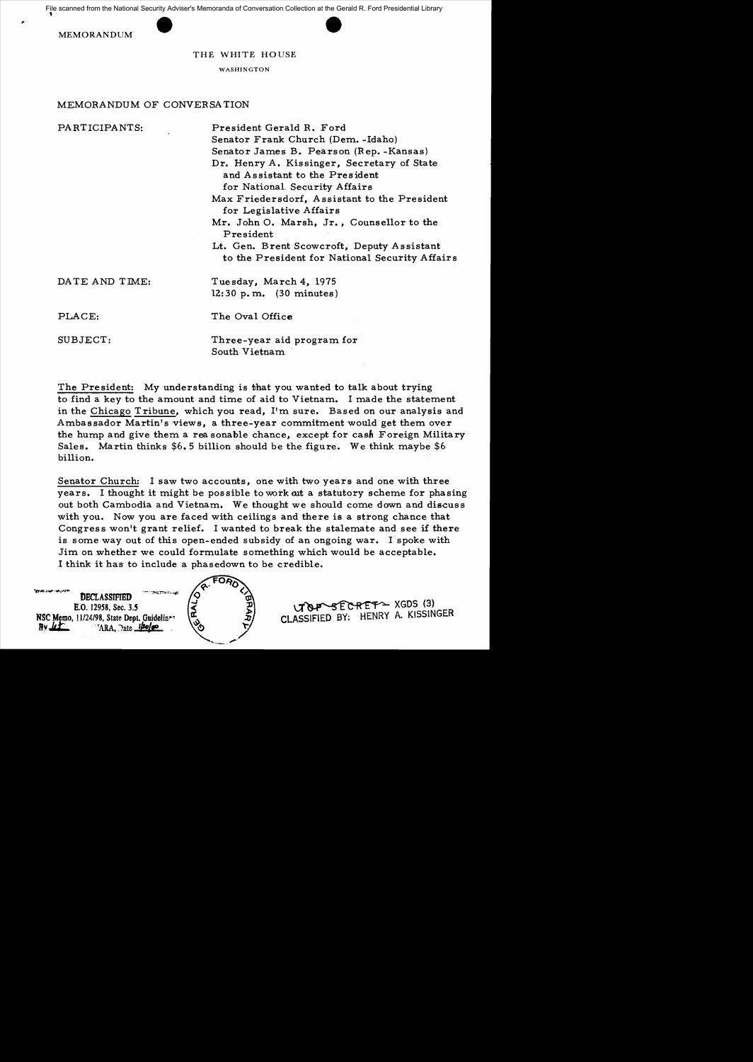File scanned from the National Security Adviser's Memoranda of Conversation Collection at the Gerald R. Ford Presidential Library

MEMORANDUM

THE WHITE HOUSE

WASHINGTON

MEMORANDUM OF CONVERSATION

| | |
|---|---|
| PARTICIPANTS: | President Gerald R. Ford<br>Senator Frank Church (Dem. -Idaho)<br>Senator James B. Pearson (Rep. -Kansas)<br>Dr. Henry A. Kissinger, Secretary of State and Assistant to the President for National Security Affairs<br>Max Friedersdorf, Assistant to the President for Legislative Affairs<br>Mr. John O. Marsh, Jr., Counsellor to the President<br>Lt. Gen. Brent Scowcroft, Deputy Assistant to the President for National Security Affairs |
| DATE AND TIME: | Tuesday, March 4, 1975<br>12:30 p.m. (30 minutes) |
| PLACE: | The Oval Office |
| SUBJECT: | Three-year aid program for South Vietnam |

The President: My understanding is that you wanted to talk about trying to find a key to the amount and time of aid to Vietnam. I made the statement in the Chicago Tribune, which you read, I'm sure. Based on our analysis and Ambassador Martin's views, a three-year commitment would get them over the hump and give them a reasonable chance, except for cash Foreign Military Sales. Martin thinks $6.5 billion should be the figure. We think maybe $6 billion.

Senator Church: I saw two accounts, one with two years and one with three years. I thought it might be possible to work out a statutory scheme for phasing out both Cambodia and Vietnam. We thought we should come down and discuss with you. Now you are faced with ceilings and there is a strong chance that Congress won't grant relief. I wanted to break the stalemate and see if there is some way out of this open-ended subsidy of an ongoing war. I spoke with Jim on whether we could formulate something which would be acceptable. I think it has to include a phasedown to be credible.

DECLASSIFIED
E.O. 12958, Sec. 3.5
NSC Memo, 11/24/98, State Dept. Guidelines
By [illegible] NARA, Date [illegible]

TOP SECRET - XGDS (3)
CLASSIFIED BY: HENRY A. KISSINGER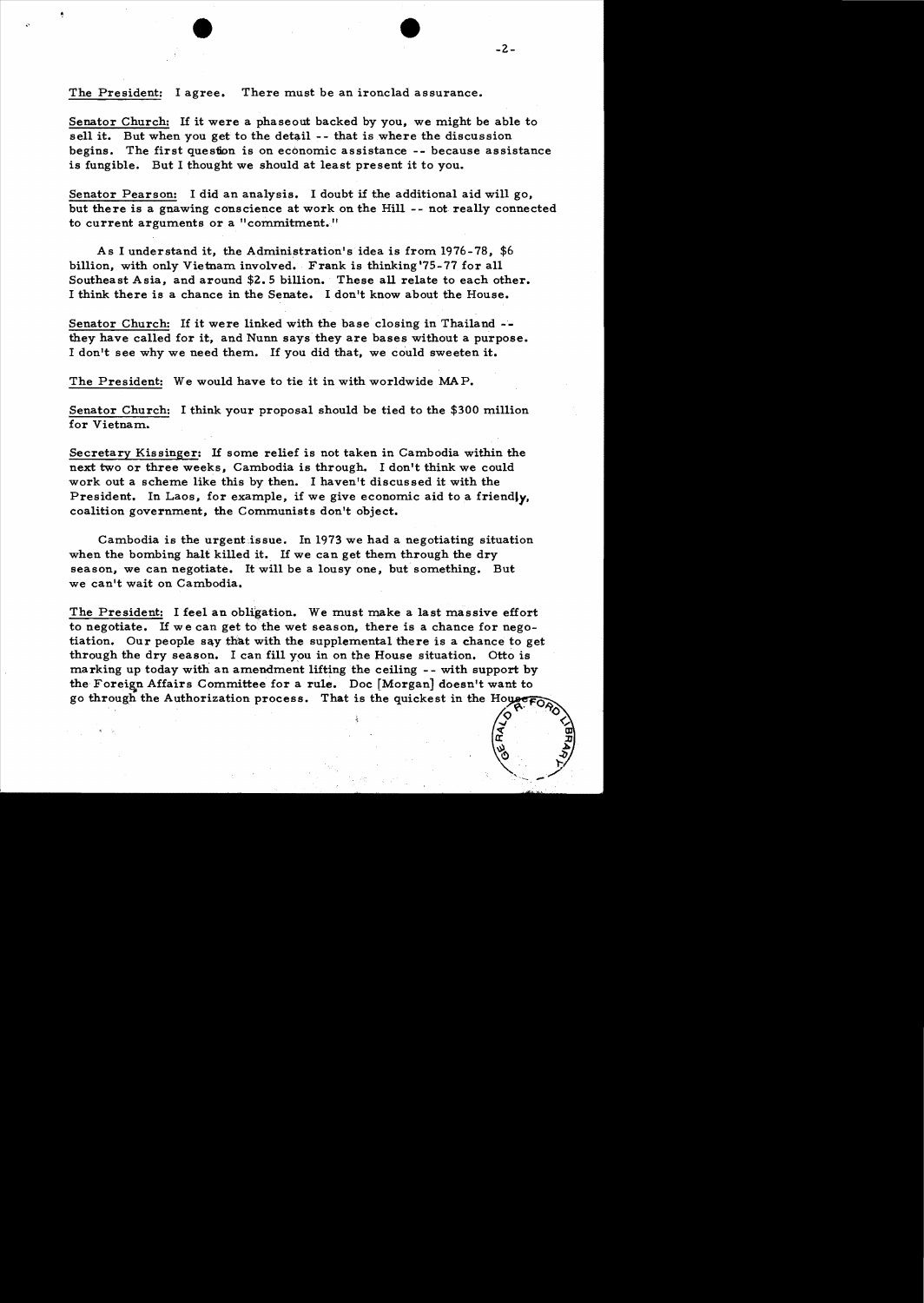The President: I agree. There must be an ironclad assurance.

Senator Church: If it were a phaseout backed by you, we might be able to sell it. But when you get to the detail -- that is where the discussion begins. The first question is on economic assistance -- because assistance is fungible. But I thought we should at least present it to you.

Senator Pearson: I did an analysis. I doubt if the additional aid will go, but there is a gnawing conscience at work on the Hill -- not really connected to current arguments or a "commitment."

As I understand it, the Administration's idea is from 1976-78, $6 billion, with only Vietnam involved. Frank is thinking '75-77 for all Southeast Asia, and around $2.5 billion. These all relate to each other. I think there is a chance in the Senate. I don't know about the House.

Senator Church: If it were linked with the base closing in Thailand -- they have called for it, and Nunn says they are bases without a purpose. I don't see why we need them. If you did that, we could sweeten it.

The President: We would have to tie it in with worldwide MAP.

Senator Church: I think your proposal should be tied to the $300 million for Vietnam.

Secretary Kissinger: If some relief is not taken in Cambodia within the next two or three weeks, Cambodia is through. I don't think we could work out a scheme like this by then. I haven't discussed it with the President. In Laos, for example, if we give economic aid to a friendly, coalition government, the Communists don't object.

Cambodia is the urgent issue. In 1973 we had a negotiating situation when the bombing halt killed it. If we can get them through the dry season, we can negotiate. It will be a lousy one, but something. But we can't wait on Cambodia.

The President: I feel an obligation. We must make a last massive effort to negotiate. If we can get to the wet season, there is a chance for negotiation. Our people say that with the supplemental there is a chance to get through the dry season. I can fill you in on the House situation. Otto is marking up today with an amendment lifting the ceiling -- with support by the Foreign Affairs Committee for a rule. Doc [Morgan] doesn't want to go through the Authorization process. That is the quickest in the House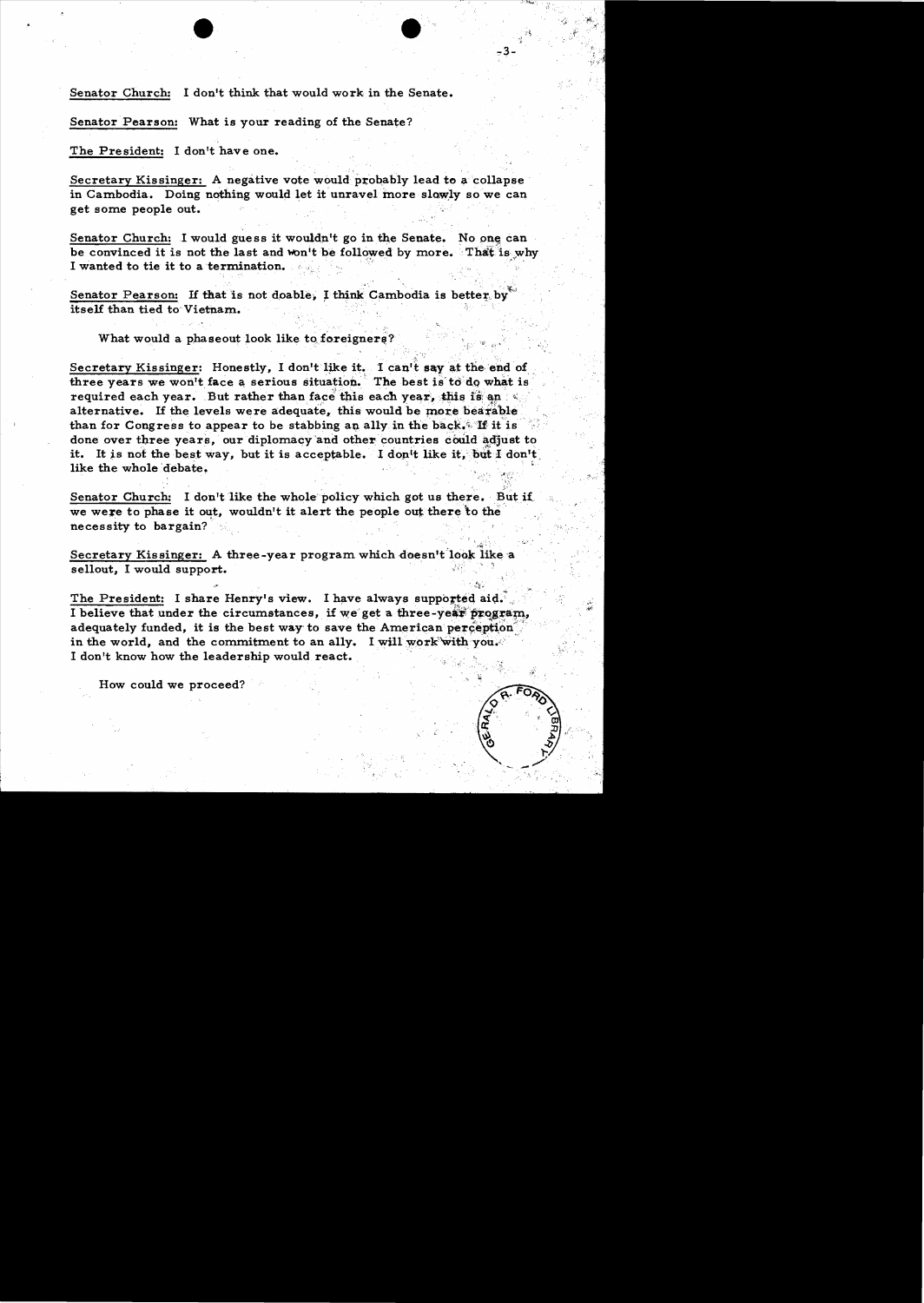Senator Church: I don't think that would work in the Senate.

Senator Pearson: What is your reading of the Senate?

The President: I don't have one.

Secretary Kissinger: A negative vote would probably lead to a collapse in Cambodia. Doing nothing would let it unravel more slowly so we can get some people out.

Senator Church: I would guess it wouldn't go in the Senate. No one can be convinced it is not the last and won't be followed by more. That is why I wanted to tie it to a termination.

Senator Pearson: If that is not doable, I think Cambodia is better by itself than tied to Vietnam.

What would a phaseout look like to foreigners?

Secretary Kissinger: Honestly, I don't like it. I can't say at the end of three years we won't face a serious situation. The best is to do what is required each year. But rather than face this each year, this is an alternative. If the levels were adequate, this would be more bearable than for Congress to appear to be stabbing an ally in the back. If it is done over three years, our diplomacy and other countries could adjust to it. It is not the best way, but it is acceptable. I don't like it, but I don't like the whole debate.

Senator Church: I don't like the whole policy which got us there. But if we were to phase it out, wouldn't it alert the people out there to the necessity to bargain?

Secretary Kissinger: A three-year program which doesn't look like a sellout, I would support.

The President: I share Henry's view. I have always supported aid. I believe that under the circumstances, if we get a three-year program, adequately funded, it is the best way to save the American perception in the world, and the commitment to an ally. I will work with you. I don't know how the leadership would react.

How could we proceed?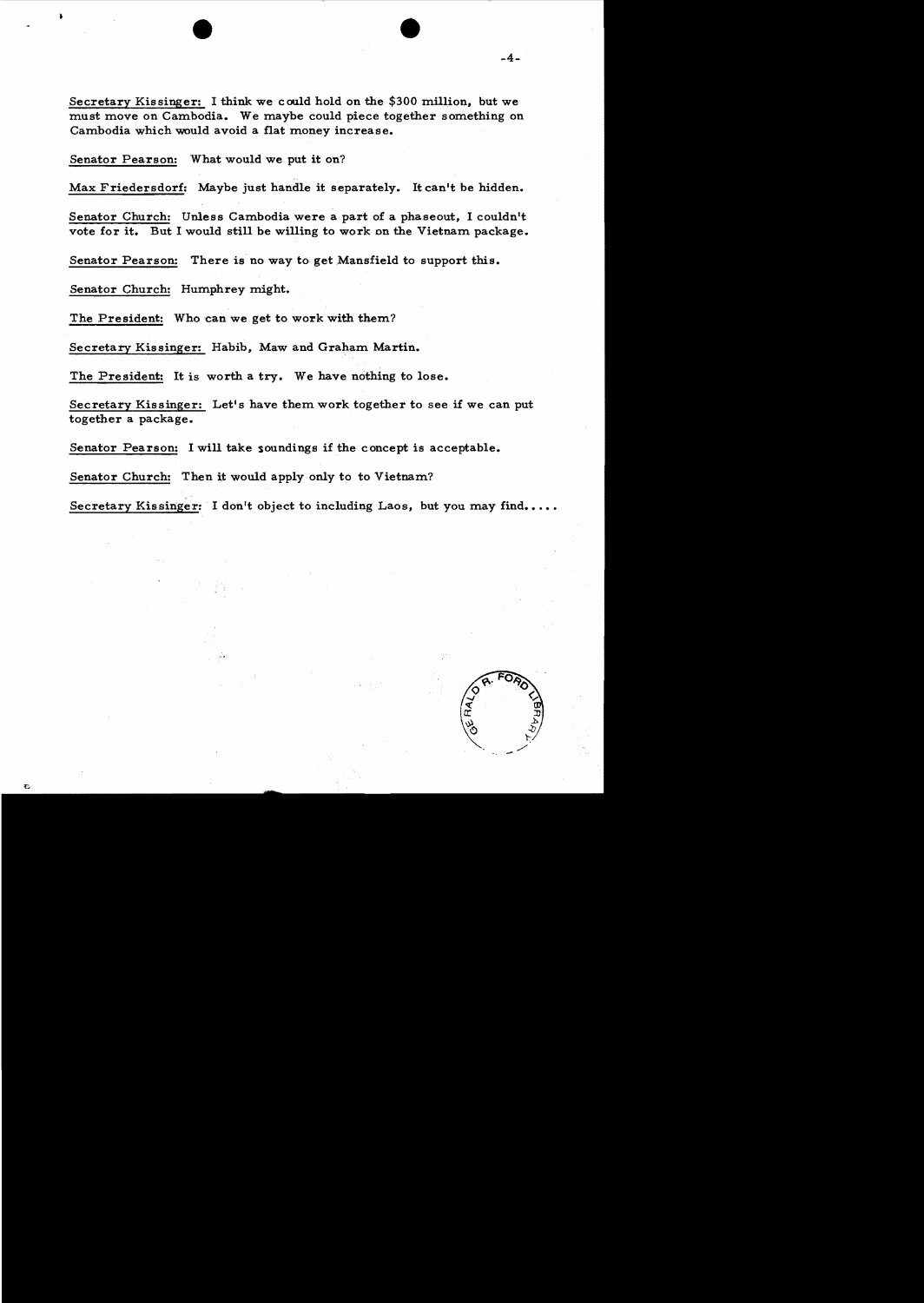Secretary Kissinger: I think we could hold on the $300 million, but we must move on Cambodia. We maybe could piece together something on Cambodia which would avoid a flat money increase.

Senator Pearson: What would we put it on?

Max Friedersdorf: Maybe just handle it separately. It can't be hidden.

Senator Church: Unless Cambodia were a part of a phaseout, I couldn't vote for it. But I would still be willing to work on the Vietnam package.

Senator Pearson: There is no way to get Mansfield to support this.

Senator Church: Humphrey might.

The President: Who can we get to work with them?

Secretary Kissinger: Habib, Maw and Graham Martin.

The President: It is worth a try. We have nothing to lose.

Secretary Kissinger: Let's have them work together to see if we can put together a package.

Senator Pearson: I will take soundings if the concept is acceptable.

Senator Church: Then it would apply only to to Vietnam?

Secretary Kissinger: I don't object to including Laos, but you may find.....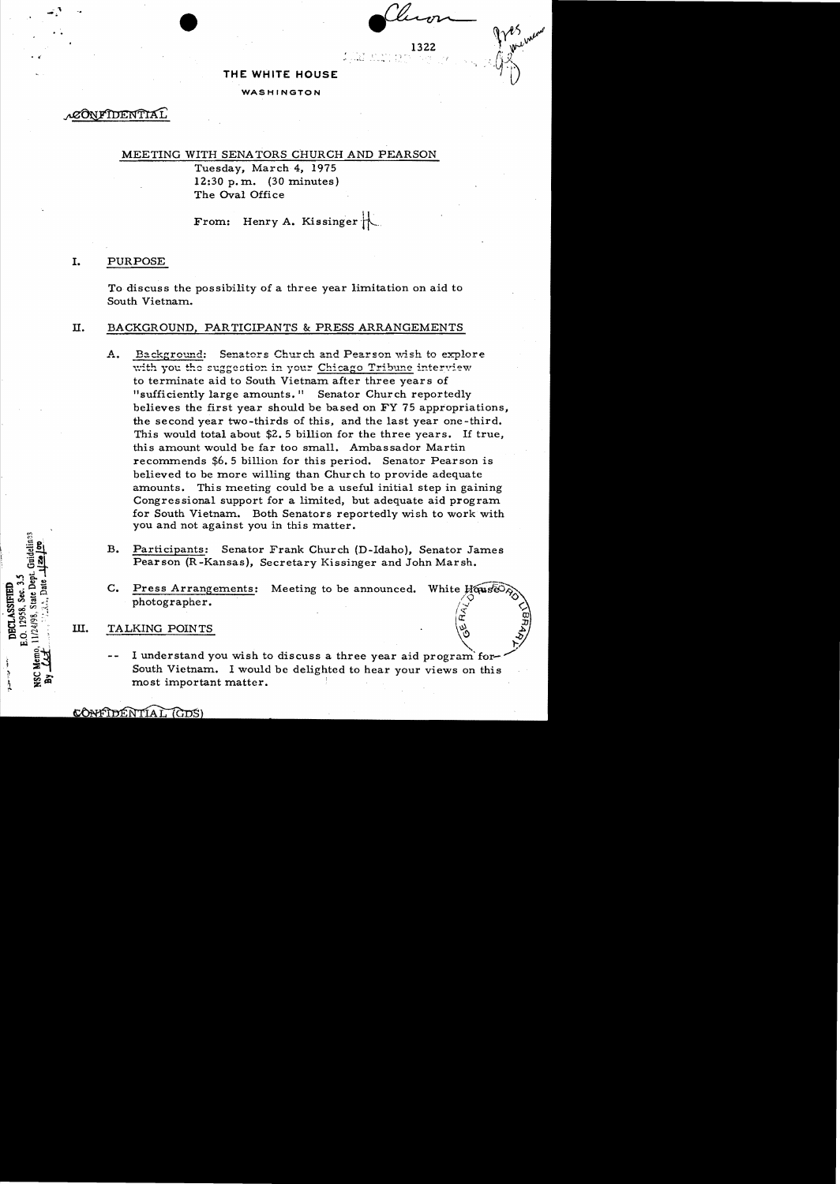1322

THE WHITE HOUSE

WASHINGTON

CONFIDENTIAL

MEETING WITH SENATORS CHURCH AND PEARSON

Tuesday, March 4, 1975
12:30 p.m. (30 minutes)
The Oval Office

From: Henry A. Kissinger

## I. PURPOSE

To discuss the possibility of a three year limitation on aid to South Vietnam.

## II. BACKGROUND, PARTICIPANTS & PRESS ARRANGEMENTS

A. Background: Senators Church and Pearson wish to explore with you the suggestion in your *Chicago Tribune* interview to terminate aid to South Vietnam after three years of "sufficiently large amounts." Senator Church reportedly believes the first year should be based on FY 75 appropriations, the second year two-thirds of this, and the last year one-third. This would total about $2.5 billion for the three years. If true, this amount would be far too small. Ambassador Martin recommends $6.5 billion for this period. Senator Pearson is believed to be more willing than Church to provide adequate amounts. This meeting could be a useful initial step in gaining Congressional support for a limited, but adequate aid program for South Vietnam. Both Senators reportedly wish to work with you and not against you in this matter.

B. Participants: Senator Frank Church (D-Idaho), Senator James Pearson (R-Kansas), Secretary Kissinger and John Marsh.

C. Press Arrangements: Meeting to be announced. White House photographer.

## III. TALKING POINTS

-- I understand you wish to discuss a three year aid program for South Vietnam. I would be delighted to hear your views on this most important matter.

CONFIDENTIAL (GDS)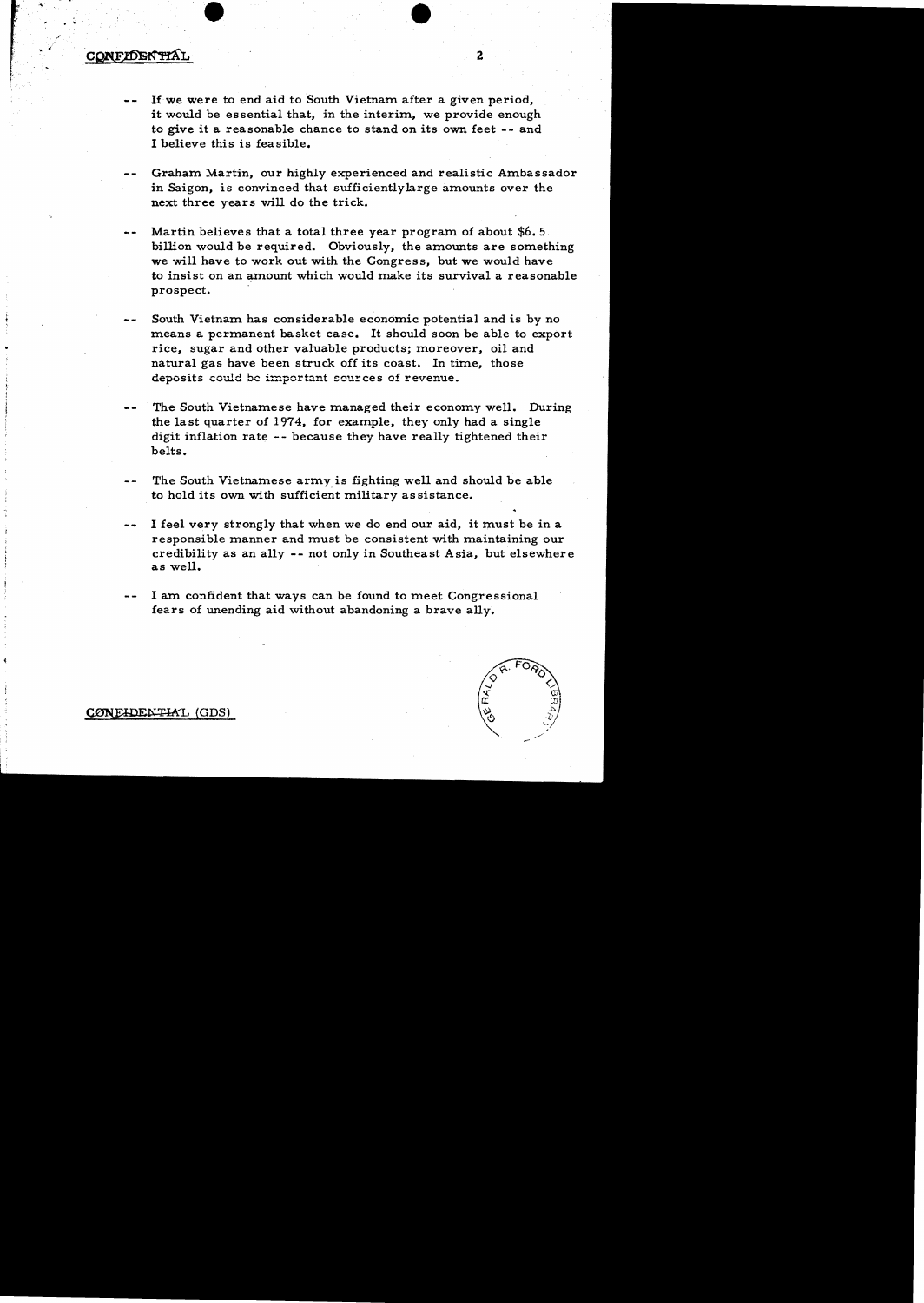CONFIDENTIAL

- -- If we were to end aid to South Vietnam after a given period, it would be essential that, in the interim, we provide enough to give it a reasonable chance to stand on its own feet -- and I believe this is feasible.

- -- Graham Martin, our highly experienced and realistic Ambassador in Saigon, is convinced that sufficientlylarge amounts over the next three years will do the trick.

- -- Martin believes that a total three year program of about $6.5 billion would be required. Obviously, the amounts are something we will have to work out with the Congress, but we would have to insist on an amount which would make its survival a reasonable prospect.

- -- South Vietnam has considerable economic potential and is by no means a permanent basket case. It should soon be able to export rice, sugar and other valuable products; moreover, oil and natural gas have been struck off its coast. In time, those deposits could be important sources of revenue.

- -- The South Vietnamese have managed their economy well. During the last quarter of 1974, for example, they only had a single digit inflation rate -- because they have really tightened their belts.

- -- The South Vietnamese army is fighting well and should be able to hold its own with sufficient military assistance.

- -- I feel very strongly that when we do end our aid, it must be in a responsible manner and must be consistent with maintaining our credibility as an ally -- not only in Southeast Asia, but elsewhere as well.

- -- I am confident that ways can be found to meet Congressional fears of unending aid without abandoning a brave ally.

CONFIDENTIAL (GDS)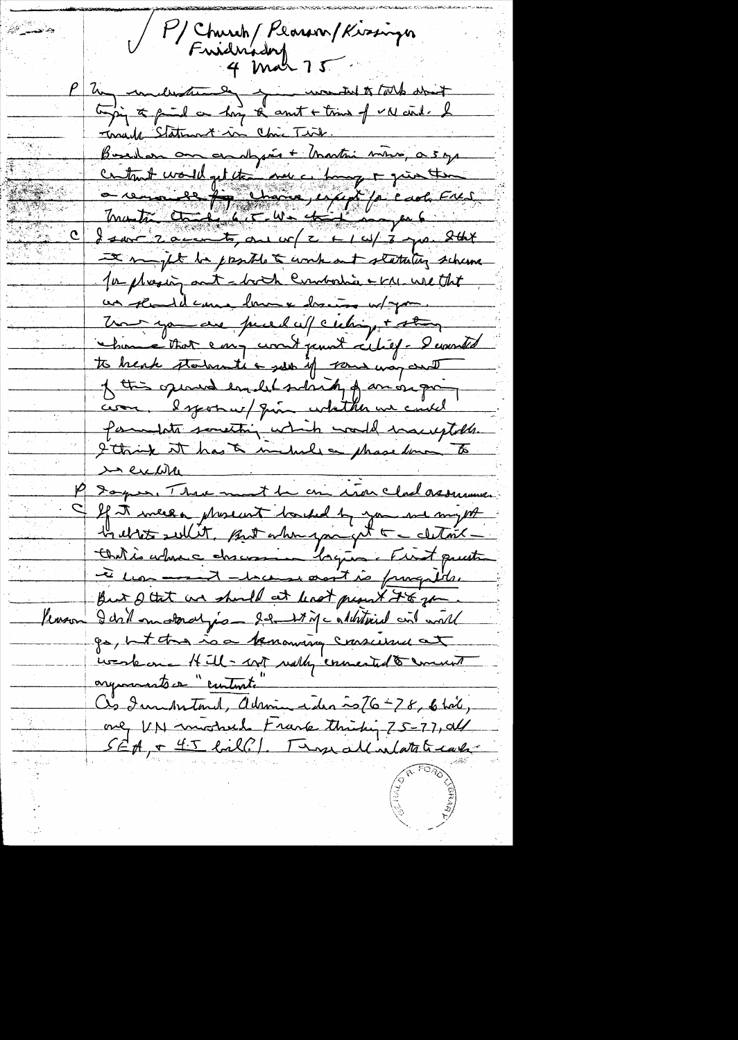✓ P/ Church/ Pearson/ Kissinger
Friedersdorf
4 Mar 75

P My understanding you wanted to talk about trying to find a long term amount & time of VN aid. I made statement in Chic Trib.

Based on our analysis & Martin view, a 3 yr contract would get them over a hump & give them a reasonable fighting chance, except for each FMS Martin thinks 6.5. We think maybe 6.

C I saw 2 accounts, one w/ 2 & 1 w/ 3 yrs. I think it might be possible to work out statutory scheme for phasing out - both Cambodia & VN. We think we should come here & discuss w/ you. Those you are faced w/ ceiling, & strong chance that Cong won't permit relief - I wanted to break stalemate & see if some way out of this apparently endless sending of an ongoing war. I spoke w/ quite whether we could formulate something which would be acceptable. I think it has to include a phase down to no extra

P Agree. There must be an iron clad assurance.

C If it were a phaseout backed by you we might be able to sell it. But when you get to details - that is where discussion begins. First question is how much - because cost is fungible. But I think we should at least present it to you.

Pearson I did on analysis - I doubt if additional aid would go, but there is a burgeoning conscience at work on Hill - not really connected to current arguments on "contract."

As I understand, Admin idea is 76-78, 6 bil, one VN minded Frank thinking 75-77, all SEA, & 4.5 bil(?). These all relate to each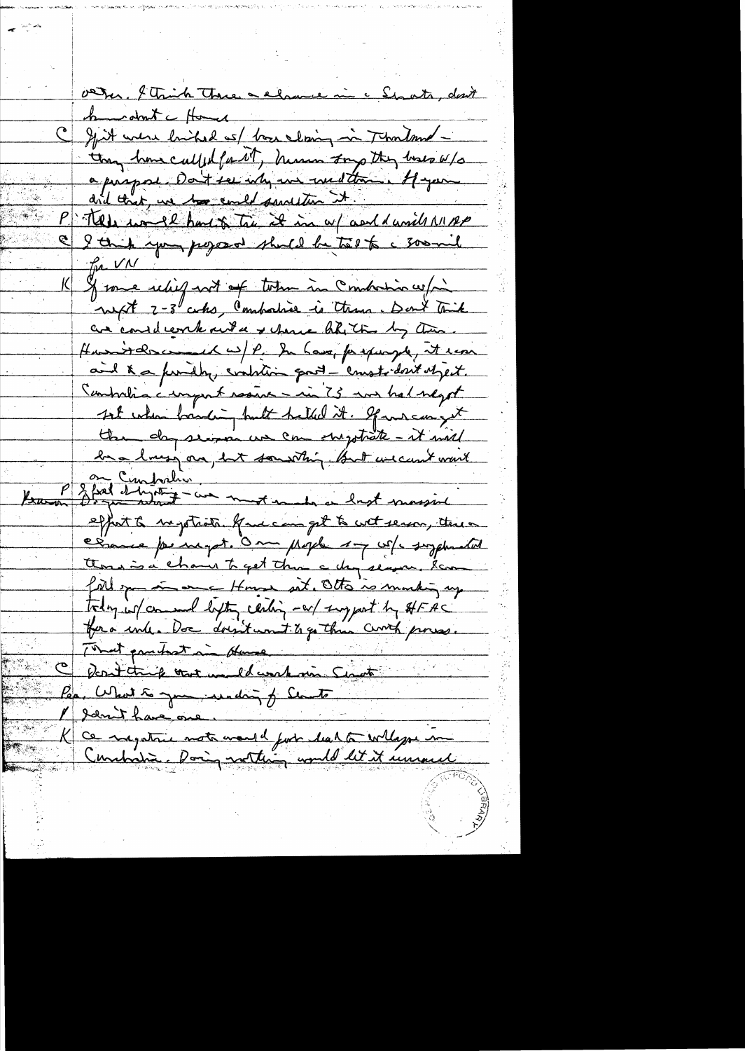other. I think there's a chance in the Senate, doubt
about the House.

C If it were linked w/ bar closing in Thailand—
they have called for it, House says they lose w/o
a purpose. Don't see why we need them. If you
did that, we could sanction it.

P Tells would have to tie it in w/ and dwindle MAP

C I think your proposal should be tied to the 300 mil
for VN

K If some relief not often in Cambodia w/in
next 2-3 wks, Cambodia is through. Don't think
we could work out a scheme like this by then.
Haven't discussed w/ P. In Laos, for example, it came
and to a finality, coalition govt— Cmsts don't object.
Cambodia is urgent reason — in '73 we had negot
set when bombing halt halted it. If we can get
them dry season we can negotiate — it will
be a messy one, but something. But we can't wait
on Cambodia.

P I feel strongly — we must make a last massive
effort to negotiate. If we can get to wet season, there's
chance for negot. Our people say w/o supplemental
there is a chance to get thru the dry season. I can
tell you in the House sit. Otto is making up
today w/ annual lifting ceiling — w/ support by HFAC
for a while. Doc doesn't want to go thru Cmte process.
That's important in House.

C Don't think that would work in Senate.

Pa. What is your reading of Senate

P I don't have one.

K A negative vote would just lead to collapse in
Cambodia. Doing nothing would let it unravel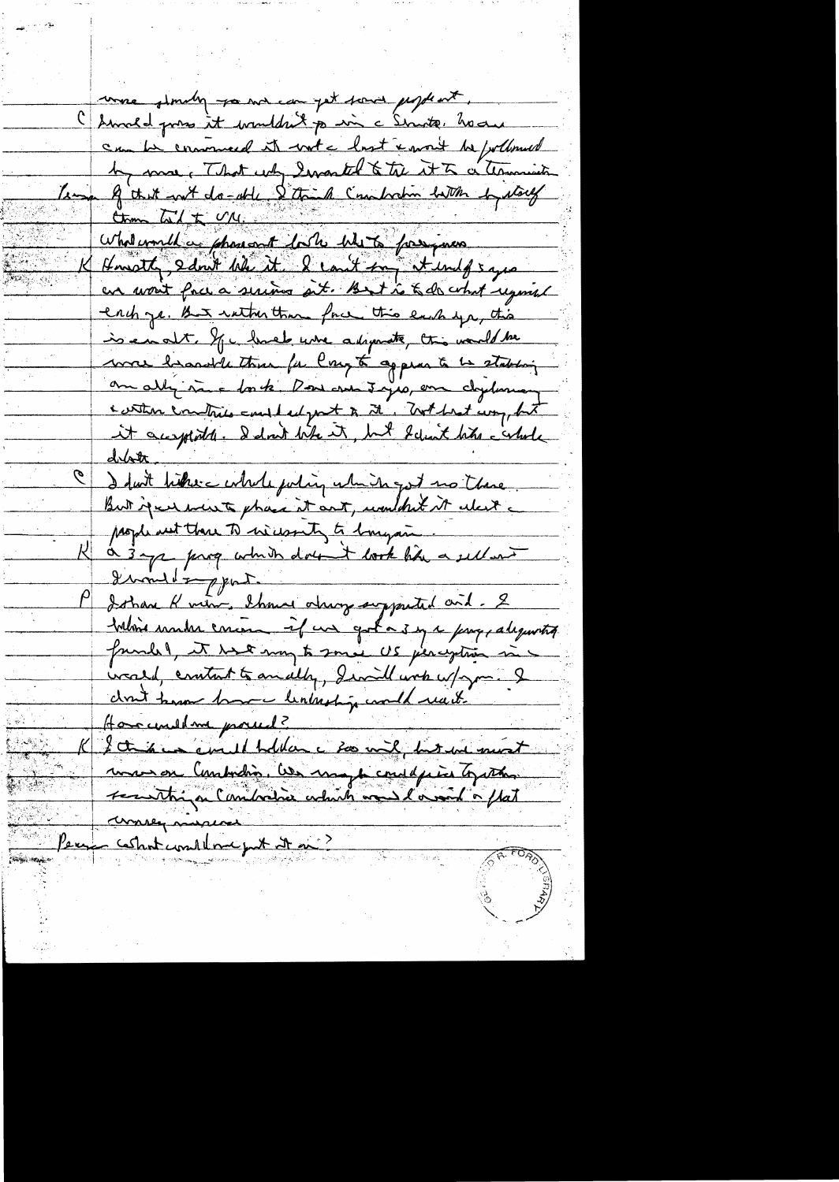more slowly so we can get some support.

C I would guess it wouldn't go in a Senate. No one can be convinced it won't be last & won't be followed by more. That is why I wanted to tie it to a termination.

Pres If that not do-able, I think Cambodia better by itself than tied to VN.

What would a phaseout look like to foreigners?

K Honestly, I don't like it. I can't say it would if 3 yrs we won't face a serious crisis. But it is to do what is required each yr. But rather than face this each yr, this is an alt. If a level were adequate, this would be more bearable than for Cong to appear to be stabbing an ally in a back. Over 3 yrs, our diplomacy & other countries could adjust to it. Not best way, but it acceptable. I don't like it, but I don't like a whole debate.

C I don't like a whole policy which got us there. But if you want to phase it out, wouldn't it alert a people out there to necessity to bargain.

K A 3 yr prog which doesn't look like a sellout I would support.

P Johnson K said, I have always supported aid. I believe under circum if we got a 3 yr prog, adequately funded, it would help to some US perception in a world, content to an ally, I will work w/you. I don't know how a leadership would react.

How could we proceed?

K I think we could hold down a 300 mil, but we must move on Cambodia. We might could piece together something on Cambodia which would avoid a flat money increase

Pres What could we put it on?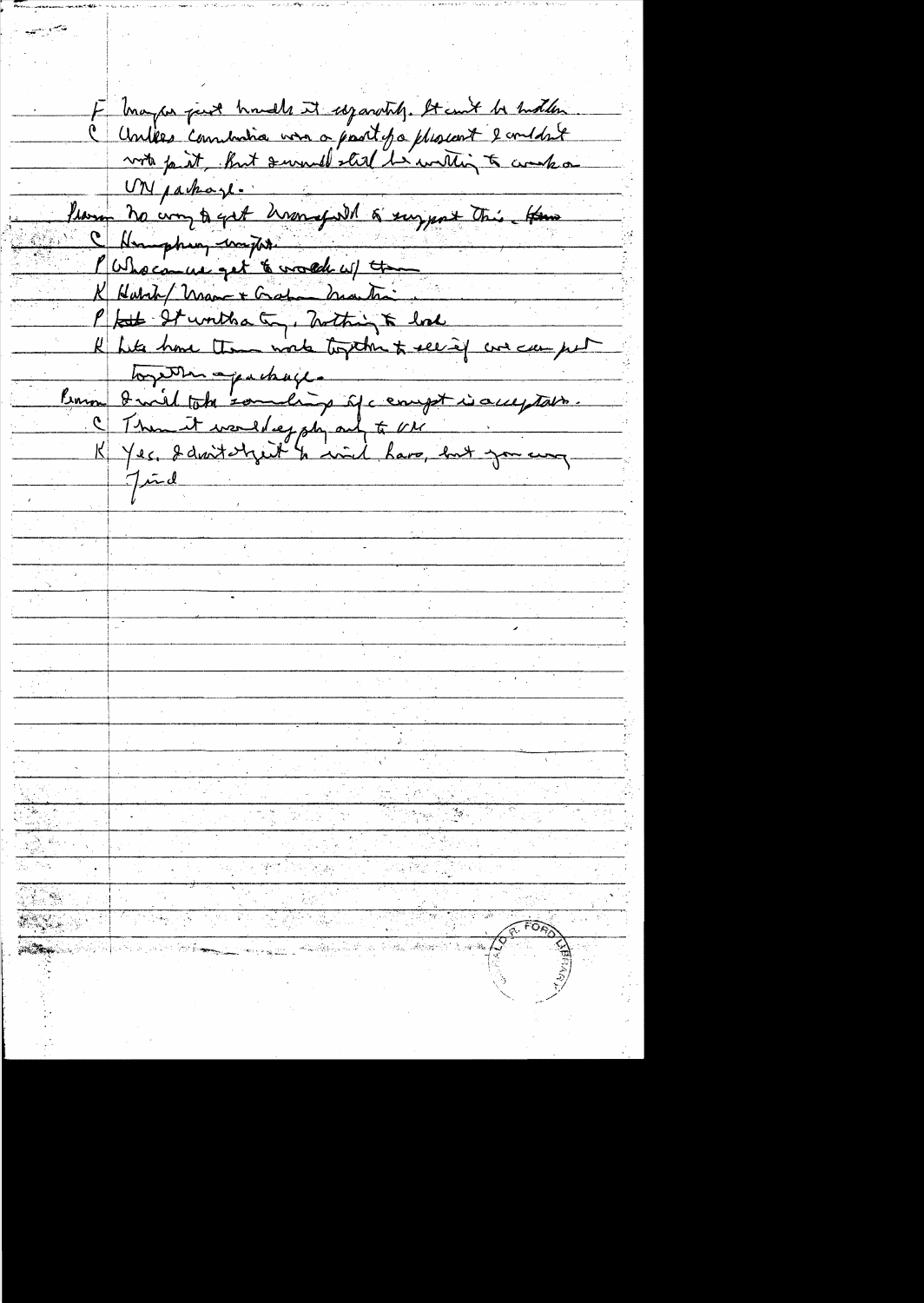F Maybe just handle it separately. It can't be hidden.

C Unless Cambodia was a part of a pkg I couldn't vote for it. But I would still be willing to work a UN package.

Perm No way to get Moynihan & support this. Have

C Humphrey might.

P Who can we get to work w/ them

K Habib/ Moore + Graham Martin.

P ~~Itt~~ It worth a try, nothing to lose

K Lets have them work together to see if we can put together a package.

Perm I will take something if cmpt is acceptable.

C Then it would apply only to UN

K Yes. I don't expect to win here, but you may find